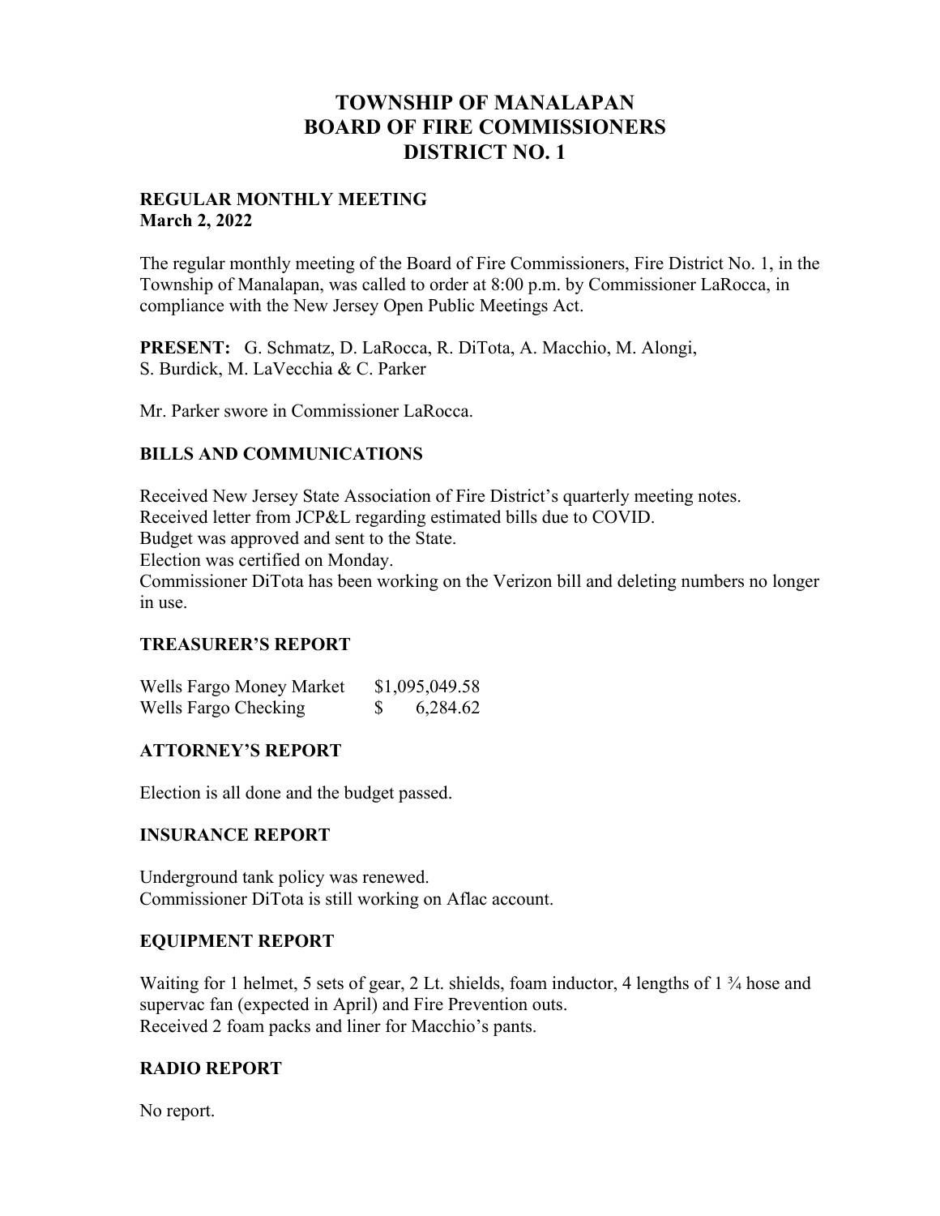# TOWNSHIP OF MANALAPAN
# BOARD OF FIRE COMMISSIONERS
# DISTRICT NO. 1

**REGULAR MONTHLY MEETING**
**March 2, 2022**

The regular monthly meeting of the Board of Fire Commissioners, Fire District No. 1, in the Township of Manalapan, was called to order at 8:00 p.m. by Commissioner LaRocca, in compliance with the New Jersey Open Public Meetings Act.

**PRESENT:** G. Schmatz, D. LaRocca, R. DiTota, A. Macchio, M. Alongi, S. Burdick, M. LaVecchia & C. Parker

Mr. Parker swore in Commissioner LaRocca.

## BILLS AND COMMUNICATIONS

Received New Jersey State Association of Fire District's quarterly meeting notes.
Received letter from JCP&L regarding estimated bills due to COVID.
Budget was approved and sent to the State.
Election was certified on Monday.
Commissioner DiTota has been working on the Verizon bill and deleting numbers no longer in use.

## TREASURER'S REPORT

| | |
|---|---|
| Wells Fargo Money Market | $1,095,049.58 |
| Wells Fargo Checking | $ 6,284.62 |

## ATTORNEY'S REPORT

Election is all done and the budget passed.

## INSURANCE REPORT

Underground tank policy was renewed.
Commissioner DiTota is still working on Aflac account.

## EQUIPMENT REPORT

Waiting for 1 helmet, 5 sets of gear, 2 Lt. shields, foam inductor, 4 lengths of 1 ¾ hose and supervac fan (expected in April) and Fire Prevention outs.
Received 2 foam packs and liner for Macchio's pants.

## RADIO REPORT

No report.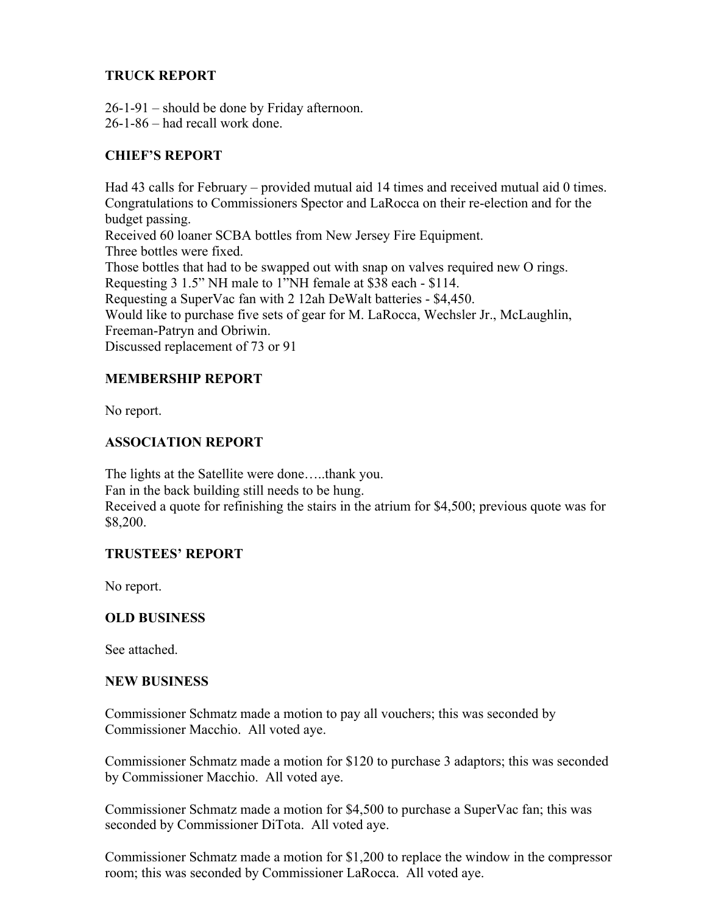## TRUCK REPORT

26-1-91 – should be done by Friday afternoon.
26-1-86 – had recall work done.

## CHIEF'S REPORT

Had 43 calls for February – provided mutual aid 14 times and received mutual aid 0 times.
Congratulations to Commissioners Spector and LaRocca on their re-election and for the budget passing.
Received 60 loaner SCBA bottles from New Jersey Fire Equipment.
Three bottles were fixed.
Those bottles that had to be swapped out with snap on valves required new O rings.
Requesting 3 1.5" NH male to 1"NH female at $38 each - $114.
Requesting a SuperVac fan with 2 12ah DeWalt batteries - $4,450.
Would like to purchase five sets of gear for M. LaRocca, Wechsler Jr., McLaughlin, Freeman-Patryn and Obriwin.
Discussed replacement of 73 or 91

## MEMBERSHIP REPORT

No report.

## ASSOCIATION REPORT

The lights at the Satellite were done…..thank you.
Fan in the back building still needs to be hung.
Received a quote for refinishing the stairs in the atrium for $4,500; previous quote was for $8,200.

## TRUSTEES' REPORT

No report.

## OLD BUSINESS

See attached.

## NEW BUSINESS

Commissioner Schmatz made a motion to pay all vouchers; this was seconded by Commissioner Macchio. All voted aye.

Commissioner Schmatz made a motion for $120 to purchase 3 adaptors; this was seconded by Commissioner Macchio. All voted aye.

Commissioner Schmatz made a motion for $4,500 to purchase a SuperVac fan; this was seconded by Commissioner DiTota. All voted aye.

Commissioner Schmatz made a motion for $1,200 to replace the window in the compressor room; this was seconded by Commissioner LaRocca. All voted aye.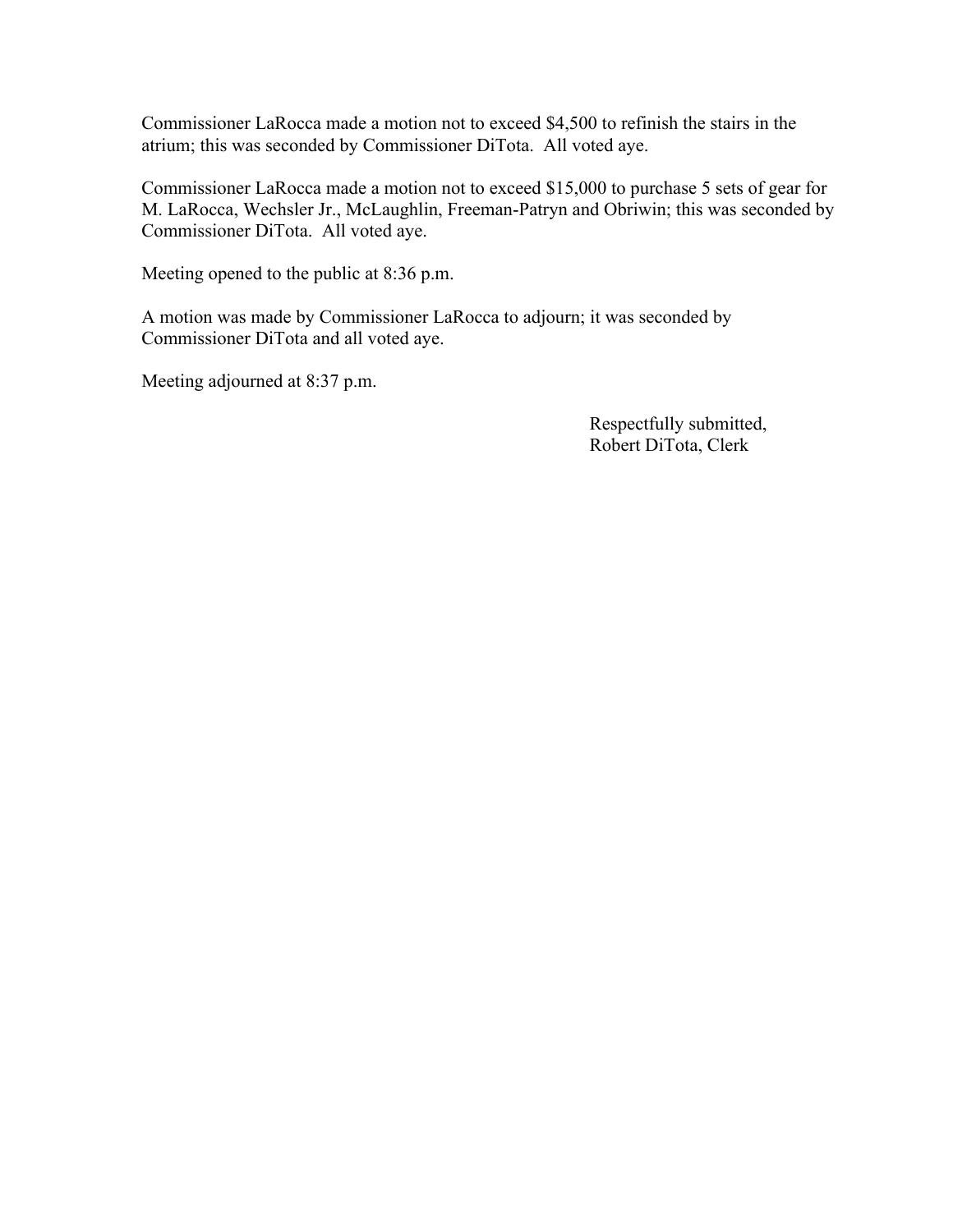Commissioner LaRocca made a motion not to exceed $4,500 to refinish the stairs in the atrium; this was seconded by Commissioner DiTota.  All voted aye.

Commissioner LaRocca made a motion not to exceed $15,000 to purchase 5 sets of gear for M. LaRocca, Wechsler Jr., McLaughlin, Freeman-Patryn and Obriwin; this was seconded by Commissioner DiTota.  All voted aye.

Meeting opened to the public at 8:36 p.m.

A motion was made by Commissioner LaRocca to adjourn; it was seconded by Commissioner DiTota and all voted aye.

Meeting adjourned at 8:37 p.m.

Respectfully submitted,
Robert DiTota, Clerk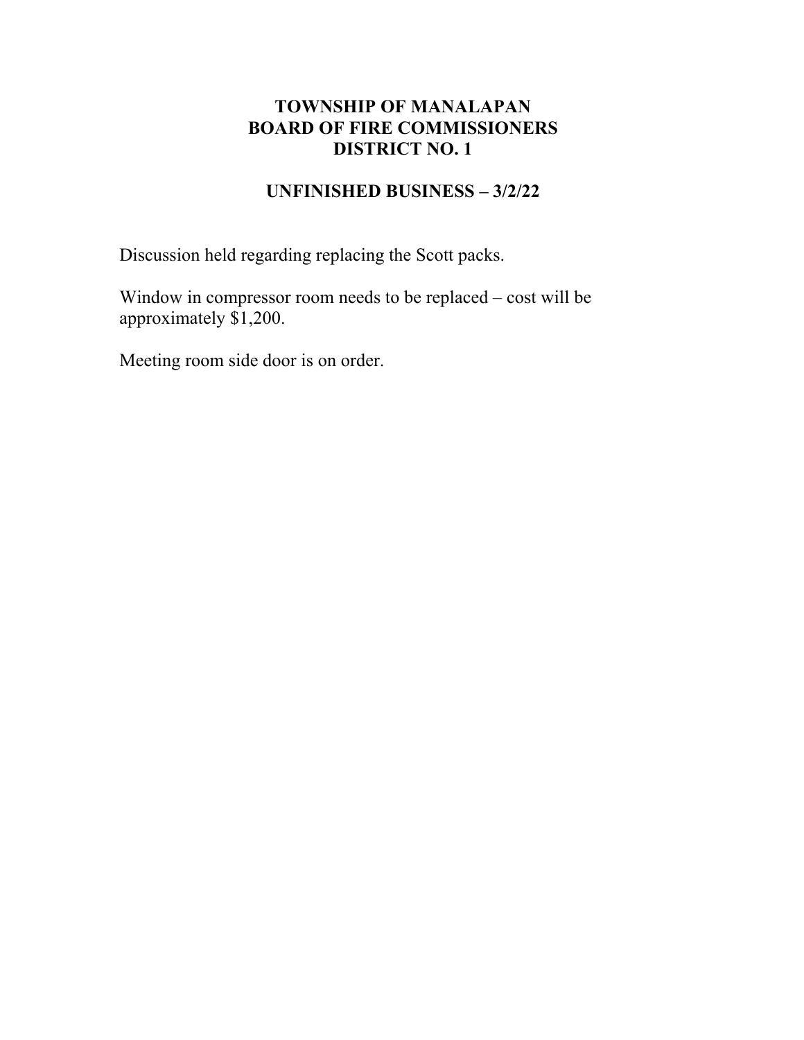# TOWNSHIP OF MANALAPAN
# BOARD OF FIRE COMMISSIONERS
# DISTRICT NO. 1

## UNFINISHED BUSINESS – 3/2/22

Discussion held regarding replacing the Scott packs.

Window in compressor room needs to be replaced – cost will be approximately $1,200.

Meeting room side door is on order.